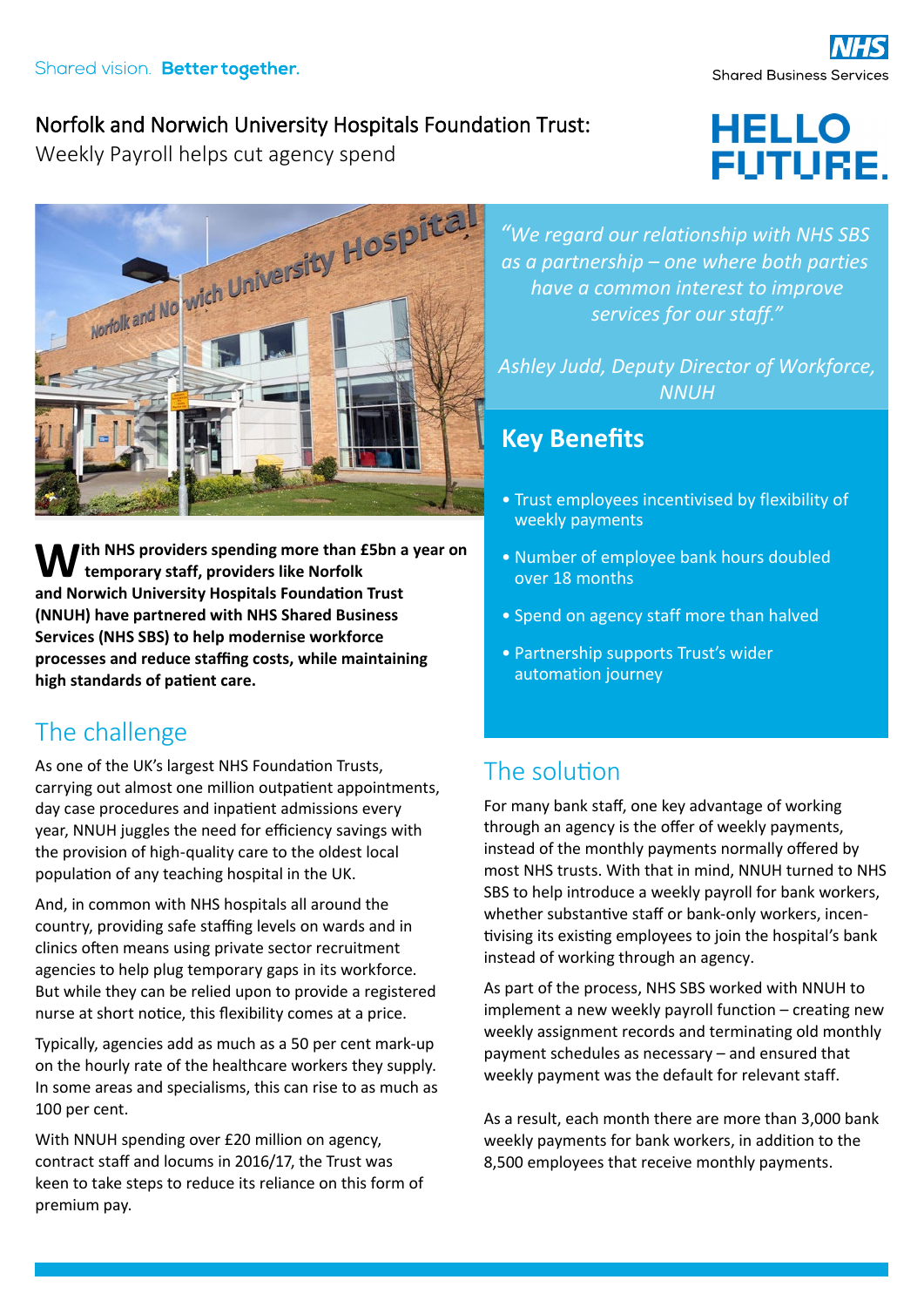Shared vision. **Better together.**

NHS Shared Business Services

# Norfolk and Norwich University Hospitals Foundation Trust:

Weekly Payroll helps cut agency spend

HELLO FUTURE.

*"We regard our relationship with NHS SBS as a partnership – one where both parties have a common interest to improve services for our staff."*

*Ashley Judd, Deputy Director of Workforce, NNUH*

## Key Benefits

- Trust employees incentivised by flexibility of weekly payments
- Number of employee bank hours doubled over 18 months
- Spend on agency staff more than halved
- Partnership supports Trust's wider automation journey

**With NHS providers spending more than £5bn a year on temporary staff, providers like Norfolk and Norwich University Hospitals Foundation Trust (NNUH) have partnered with NHS Shared Business Services (NHS SBS) to help modernise workforce processes and reduce staffing costs, while maintaining high standards of patient care.**

## The challenge

As one of the UK's largest NHS Foundation Trusts, carrying out almost one million outpatient appointments, day case procedures and inpatient admissions every year, NNUH juggles the need for efficiency savings with the provision of high-quality care to the oldest local population of any teaching hospital in the UK.

And, in common with NHS hospitals all around the country, providing safe staffing levels on wards and in clinics often means using private sector recruitment agencies to help plug temporary gaps in its workforce. But while they can be relied upon to provide a registered nurse at short notice, this flexibility comes at a price.

Typically, agencies add as much as a 50 per cent mark-up on the hourly rate of the healthcare workers they supply. In some areas and specialisms, this can rise to as much as 100 per cent.

With NNUH spending over £20 million on agency, contract staff and locums in 2016/17, the Trust was keen to take steps to reduce its reliance on this form of premium pay.

## The solution

For many bank staff, one key advantage of working through an agency is the offer of weekly payments, instead of the monthly payments normally offered by most NHS trusts. With that in mind, NNUH turned to NHS SBS to help introduce a weekly payroll for bank workers, whether substantive staff or bank-only workers, incentivising its existing employees to join the hospital's bank instead of working through an agency.

As part of the process, NHS SBS worked with NNUH to implement a new weekly payroll function – creating new weekly assignment records and terminating old monthly payment schedules as necessary – and ensured that weekly payment was the default for relevant staff.

As a result, each month there are more than 3,000 bank weekly payments for bank workers, in addition to the 8,500 employees that receive monthly payments.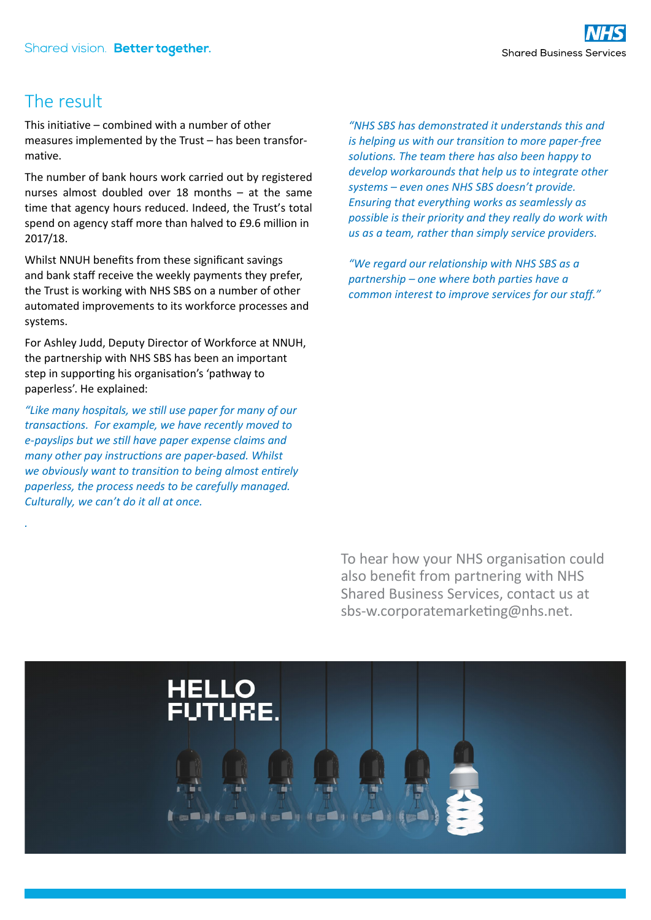## The result

This initiative – combined with a number of other measures implemented by the Trust – has been transformative.

The number of bank hours work carried out by registered nurses almost doubled over 18 months – at the same time that agency hours reduced. Indeed, the Trust's total spend on agency staff more than halved to £9.6 million in 2017/18.

Whilst NNUH benefits from these significant savings and bank staff receive the weekly payments they prefer, the Trust is working with NHS SBS on a number of other automated improvements to its workforce processes and systems.

For Ashley Judd, Deputy Director of Workforce at NNUH, the partnership with NHS SBS has been an important step in supporting his organisation's 'pathway to paperless'. He explained:

*"Like many hospitals, we still use paper for many of our transactions. For example, we have recently moved to e-payslips but we still have paper expense claims and many other pay instructions are paper-based. Whilst we obviously want to transition to being almost entirely paperless, the process needs to be carefully managed. Culturally, we can't do it all at once.*

*"NHS SBS has demonstrated it understands this and is helping us with our transition to more paper-free solutions. The team there has also been happy to develop workarounds that help us to integrate other systems – even ones NHS SBS doesn't provide. Ensuring that everything works as seamlessly as possible is their priority and they really do work with us as a team, rather than simply service providers.*

*"We regard our relationship with NHS SBS as a partnership – one where both parties have a common interest to improve services for our staff."*

To hear how your NHS organisation could also benefit from partnering with NHS Shared Business Services, contact us at sbs-w.corporatemarketing@nhs.net.

HELLO FUTURE.